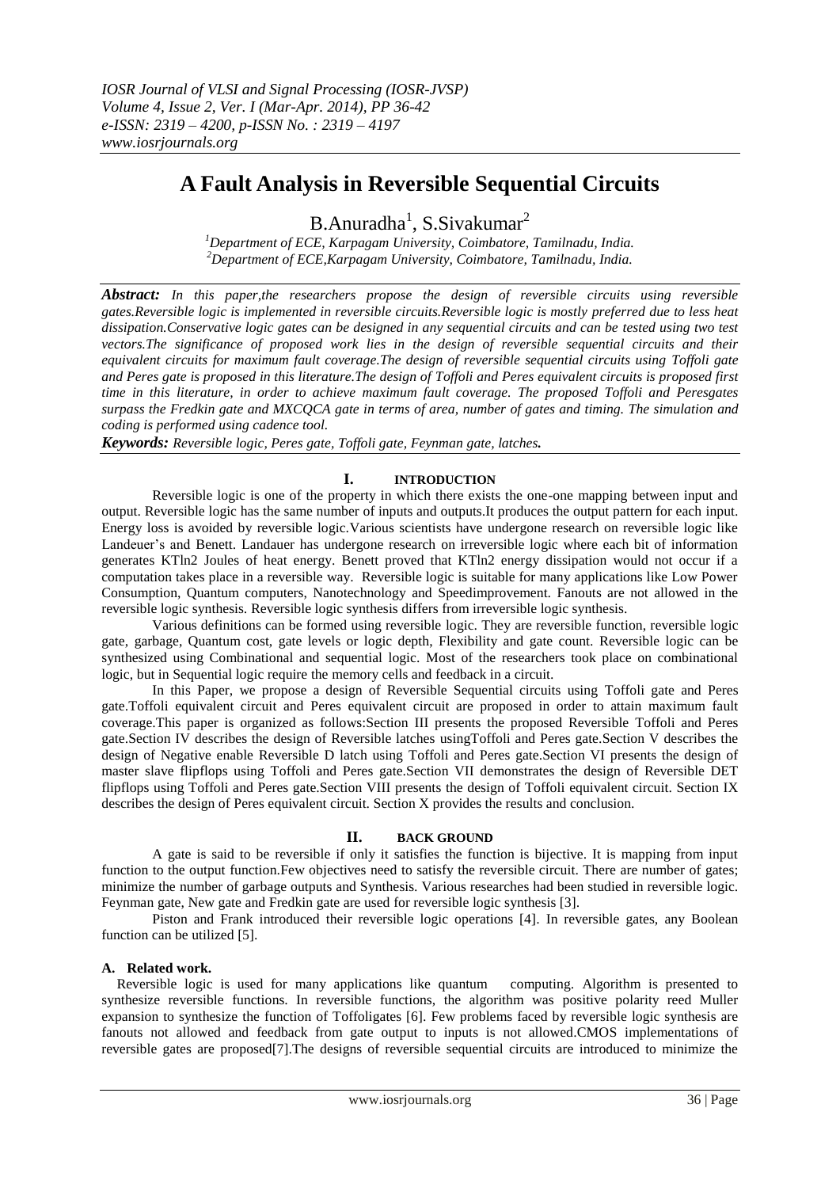# A Fault Analysis in Reversible Sequential Circuits

B.Anuradha[1], S.Sivakumar[2]

[1]Department of ECE, Karpagam University, Coimbatore, Tamilnadu, India.
[2]Department of ECE,Karpagam University, Coimbatore, Tamilnadu, India.

***Abstract:*** *In this paper,the researchers propose the design of reversible circuits using reversible gates.Reversible logic is implemented in reversible circuits.Reversible logic is mostly preferred due to less heat dissipation.Conservative logic gates can be designed in any sequential circuits and can be tested using two test vectors.The significance of proposed work lies in the design of reversible sequential circuits and their equivalent circuits for maximum fault coverage.The design of reversible sequential circuits using Toffoli gate and Peres gate is proposed in this literature.The design of Toffoli and Peres equivalent circuits is proposed first time in this literature, in order to achieve maximum fault coverage. The proposed Toffoli and Peresgates surpass the Fredkin gate and MXCQCA gate in terms of area, number of gates and timing. The simulation and coding is performed using cadence tool.*

***Keywords:*** *Reversible logic, Peres gate, Toffoli gate, Feynman gate, latches.*

## I. INTRODUCTION

Reversible logic is one of the property in which there exists the one-one mapping between input and output. Reversible logic has the same number of inputs and outputs.It produces the output pattern for each input. Energy loss is avoided by reversible logic.Various scientists have undergone research on reversible logic like Landeuer's and Benett. Landauer has undergone research on irreversible logic where each bit of information generates KTln2 Joules of heat energy. Benett proved that KTln2 energy dissipation would not occur if a computation takes place in a reversible way. Reversible logic is suitable for many applications like Low Power Consumption, Quantum computers, Nanotechnology and Speedimprovement. Fanouts are not allowed in the reversible logic synthesis. Reversible logic synthesis differs from irreversible logic synthesis.

Various definitions can be formed using reversible logic. They are reversible function, reversible logic gate, garbage, Quantum cost, gate levels or logic depth, Flexibility and gate count. Reversible logic can be synthesized using Combinational and sequential logic. Most of the researchers took place on combinational logic, but in Sequential logic require the memory cells and feedback in a circuit.

In this Paper, we propose a design of Reversible Sequential circuits using Toffoli gate and Peres gate.Toffoli equivalent circuit and Peres equivalent circuit are proposed in order to attain maximum fault coverage.This paper is organized as follows:Section III presents the proposed Reversible Toffoli and Peres gate.Section IV describes the design of Reversible latches usingToffoli and Peres gate.Section V describes the design of Negative enable Reversible D latch using Toffoli and Peres gate.Section VI presents the design of master slave flipflops using Toffoli and Peres gate.Section VII demonstrates the design of Reversible DET flipflops using Toffoli and Peres gate.Section VIII presents the design of Toffoli equivalent circuit. Section IX describes the design of Peres equivalent circuit. Section X provides the results and conclusion.

## II. BACK GROUND

A gate is said to be reversible if only it satisfies the function is bijective. It is mapping from input function to the output function.Few objectives need to satisfy the reversible circuit. There are number of gates; minimize the number of garbage outputs and Synthesis. Various researches had been studied in reversible logic. Feynman gate, New gate and Fredkin gate are used for reversible logic synthesis [3].

Piston and Frank introduced their reversible logic operations [4]. In reversible gates, any Boolean function can be utilized [5].

### A. Related work.

Reversible logic is used for many applications like quantum computing. Algorithm is presented to synthesize reversible functions. In reversible functions, the algorithm was positive polarity reed Muller expansion to synthesize the function of Toffoligates [6]. Few problems faced by reversible logic synthesis are fanouts not allowed and feedback from gate output to inputs is not allowed.CMOS implementations of reversible gates are proposed[7].The designs of reversible sequential circuits are introduced to minimize the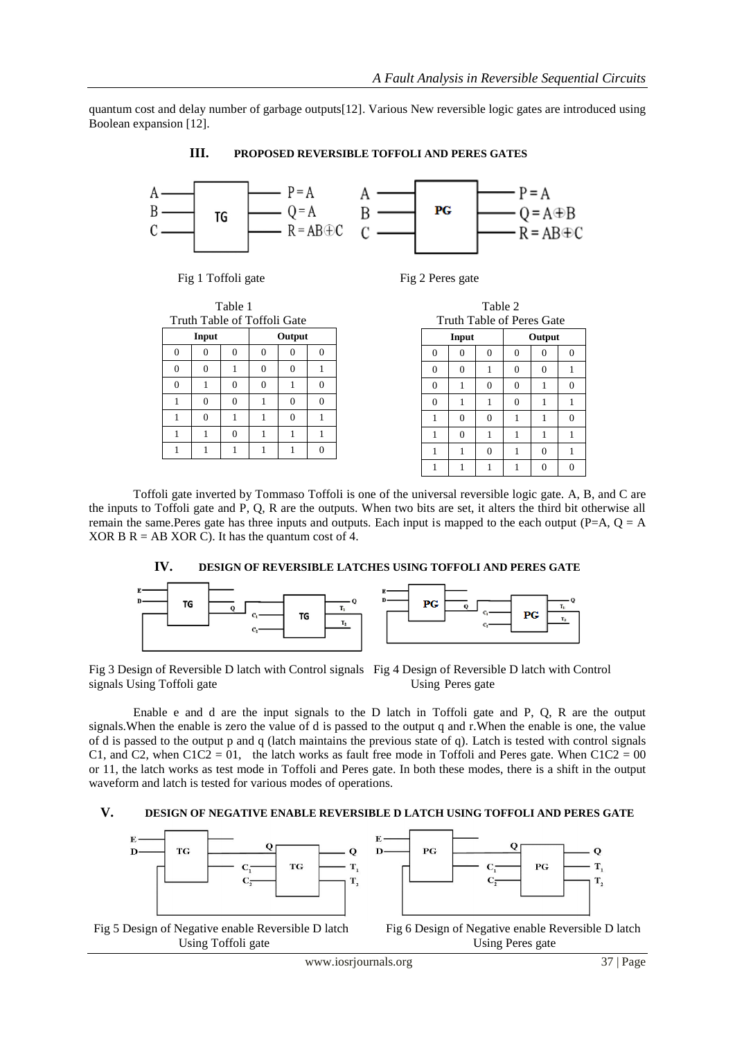quantum cost and delay number of garbage outputs[12]. Various New reversible logic gates are introduced using Boolean expansion [12].

## III. PROPOSED REVERSIBLE TOFFOLI AND PERES GATES

Fig 1 Toffoli gate

Fig 2 Peres gate

Table 1
Truth Table of Toffoli Gate

| Input | | | Output | | |
|---|---|---|---|---|---|
| 0 | 0 | 0 | 0 | 0 | 0 |
| 0 | 0 | 1 | 0 | 0 | 1 |
| 0 | 1 | 0 | 0 | 1 | 0 |
| 1 | 0 | 0 | 1 | 0 | 0 |
| 1 | 0 | 1 | 1 | 0 | 1 |
| 1 | 1 | 0 | 1 | 1 | 1 |
| 1 | 1 | 1 | 1 | 1 | 0 |

Table 2
Truth Table of Peres Gate

| Input | | | Output | | |
|---|---|---|---|---|---|
| 0 | 0 | 0 | 0 | 0 | 0 |
| 0 | 0 | 1 | 0 | 0 | 1 |
| 0 | 1 | 0 | 0 | 1 | 0 |
| 0 | 1 | 1 | 0 | 1 | 1 |
| 1 | 0 | 0 | 1 | 1 | 0 |
| 1 | 0 | 1 | 1 | 1 | 1 |
| 1 | 1 | 0 | 1 | 0 | 1 |
| 1 | 1 | 1 | 1 | 0 | 0 |

Toffoli gate inverted by Tommaso Toffoli is one of the universal reversible logic gate. A, B, and C are the inputs to Toffoli gate and P, Q, R are the outputs. When two bits are set, it alters the third bit otherwise all remain the same.Peres gate has three inputs and outputs. Each input is mapped to the each output (P=A, Q = A XOR B R = AB XOR C). It has the quantum cost of 4.

## IV. DESIGN OF REVERSIBLE LATCHES USING TOFFOLI AND PERES GATE

Fig 3 Design of Reversible D latch with Control signals signals Using Toffoli gate

Fig 4 Design of Reversible D latch with Control Using Peres gate

Enable e and d are the input signals to the D latch in Toffoli gate and P, Q, R are the output signals.When the enable is zero the value of d is passed to the output q and r.When the enable is one, the value of d is passed to the output p and q (latch maintains the previous state of q). Latch is tested with control signals C1, and C2, when C1C2 = 01, the latch works as fault free mode in Toffoli and Peres gate. When C1C2 = 00 or 11, the latch works as test mode in Toffoli and Peres gate. In both these modes, there is a shift in the output waveform and latch is tested for various modes of operations.

## V. DESIGN OF NEGATIVE ENABLE REVERSIBLE D LATCH USING TOFFOLI AND PERES GATE

Fig 5 Design of Negative enable Reversible D latch Using Toffoli gate

Fig 6 Design of Negative enable Reversible D latch Using Peres gate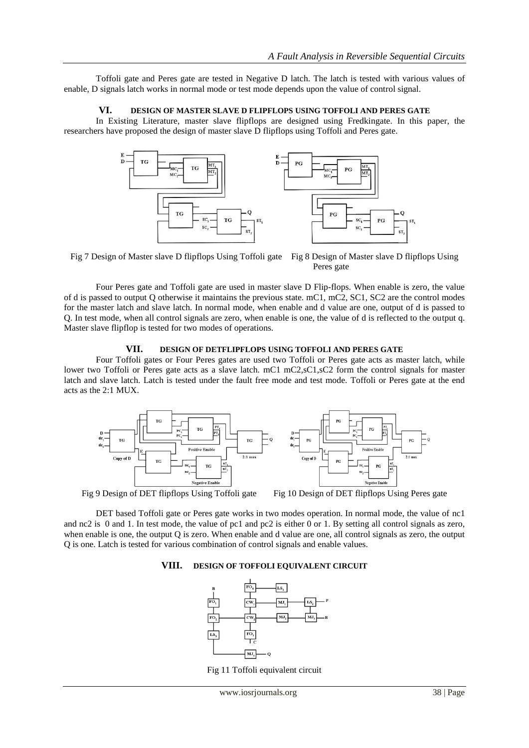Toffoli gate and Peres gate are tested in Negative D latch. The latch is tested with various values of enable, D signals latch works in normal mode or test mode depends upon the value of control signal.

## VI. DESIGN OF MASTER SLAVE D FLIPFLOPS USING TOFFOLI AND PERES GATE

In Existing Literature, master slave flipflops are designed using Fredkingate. In this paper, the researchers have proposed the design of master slave D flipflops using Toffoli and Peres gate.

Fig 7 Design of Master slave D flipflops Using Toffoli gate

Fig 8 Design of Master slave D flipflops Using Peres gate

Four Peres gate and Toffoli gate are used in master slave D Flip-flops. When enable is zero, the value of d is passed to output Q otherwise it maintains the previous state. mC1, mC2, SC1, SC2 are the control modes for the master latch and slave latch. In normal mode, when enable and d value are one, output of d is passed to Q. In test mode, when all control signals are zero, when enable is one, the value of d is reflected to the output q. Master slave flipflop is tested for two modes of operations.

## VII. DESIGN OF DETFLIPFLOPS USING TOFFOLI AND PERES GATE

Four Toffoli gates or Four Peres gates are used two Toffoli or Peres gate acts as master latch, while lower two Toffoli or Peres gate acts as a slave latch. mC1 mC2,sC1,sC2 form the control signals for master latch and slave latch. Latch is tested under the fault free mode and test mode. Toffoli or Peres gate at the end acts as the 2:1 MUX.

Fig 9 Design of DET flipflops Using Toffoli gate

Fig 10 Design of DET flipflops Using Peres gate

DET based Toffoli gate or Peres gate works in two modes operation. In normal mode, the value of nc1 and nc2 is 0 and 1. In test mode, the value of pc1 and pc2 is either 0 or 1. By setting all control signals as zero, when enable is one, the output Q is zero. When enable and d value are one, all control signals as zero, the output Q is one. Latch is tested for various combination of control signals and enable values.

## VIII. DESIGN OF TOFFOLI EQUIVALENT CIRCUIT

Fig 11 Toffoli equivalent circuit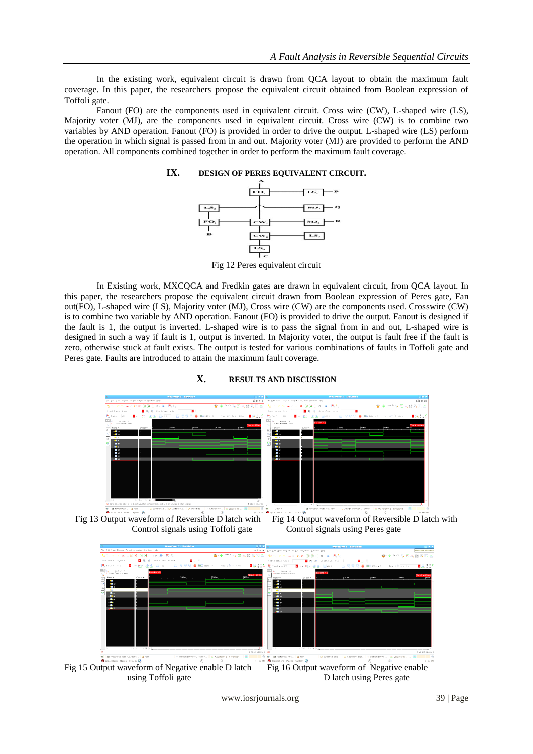In the existing work, equivalent circuit is drawn from QCA layout to obtain the maximum fault coverage. In this paper, the researchers propose the equivalent circuit obtained from Boolean expression of Toffoli gate.

Fanout (FO) are the components used in equivalent circuit. Cross wire (CW), L-shaped wire (LS), Majority voter (MJ), are the components used in equivalent circuit. Cross wire (CW) is to combine two variables by AND operation. Fanout (FO) is provided in order to drive the output. L-shaped wire (LS) perform the operation in which signal is passed from in and out. Majority voter (MJ) are provided to perform the AND operation. All components combined together in order to perform the maximum fault coverage.

## IX. DESIGN OF PERES EQUIVALENT CIRCUIT.

Fig 12 Peres equivalent circuit

In Existing work, MXCQCA and Fredkin gates are drawn in equivalent circuit, from QCA layout. In this paper, the researchers propose the equivalent circuit drawn from Boolean expression of Peres gate, Fan out(FO), L-shaped wire (LS), Majority voter (MJ), Cross wire (CW) are the components used. Crosswire (CW) is to combine two variable by AND operation. Fanout (FO) is provided to drive the output. Fanout is designed if the fault is 1, the output is inverted. L-shaped wire is to pass the signal from in and out, L-shaped wire is designed in such a way if fault is 1, output is inverted. In Majority voter, the output is fault free if the fault is zero, otherwise stuck at fault exists. The output is tested for various combinations of faults in Toffoli gate and Peres gate. Faults are introduced to attain the maximum fault coverage.

## X. RESULTS AND DISCUSSION

Fig 13 Output waveform of Reversible D latch with Control signals using Toffoli gate

Fig 14 Output waveform of Reversible D latch with Control signals using Peres gate

Fig 15 Output waveform of Negative enable D latch using Toffoli gate

Fig 16 Output waveform of Negative enable D latch using Peres gate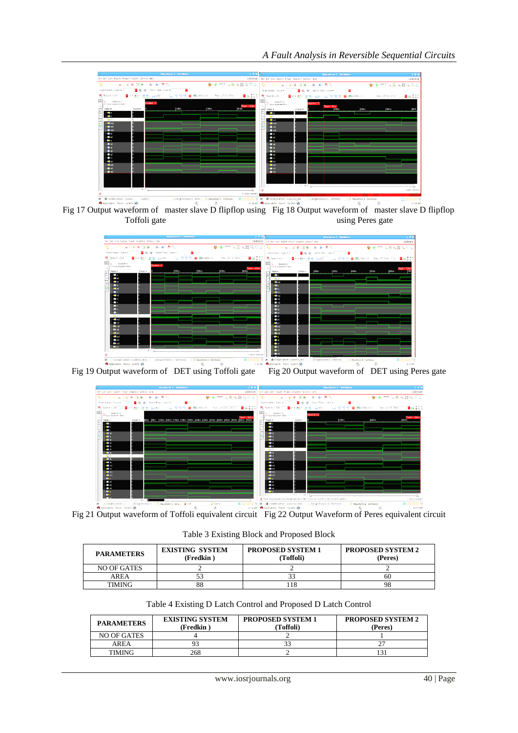Fig 17 Output waveform of master slave D flipflop using Toffoli gate

Fig 18 Output waveform of master slave D flipflop using Peres gate

Fig 19 Output waveform of DET using Toffoli gate

Fig 20 Output waveform of DET using Peres gate

Fig 21 Output waveform of Toffoli equivalent circuit

Fig 22 Output Waveform of Peres equivalent circuit

Table 3 Existing Block and Proposed Block

| PARAMETERS | EXISTING SYSTEM (Fredkin ) | PROPOSED SYSTEM 1 (Toffoli) | PROPOSED SYSTEM 2 (Peres) |
|---|---|---|---|
| NO OF GATES | 2 | 2 | 2 |
| AREA | 53 | 33 | 60 |
| TIMING | 88 | 118 | 98 |

Table 4 Existing D Latch Control and Proposed D Latch Control

| PARAMETERS | EXISTING SYSTEM (Fredkin ) | PROPOSED SYSTEM 1 (Toffoli) | PROPOSED SYSTEM 2 (Peres) |
|---|---|---|---|
| NO OF GATES | 4 | 2 | 1 |
| AREA | 93 | 33 | 27 |
| TIMING | 268 | 2 | 131 |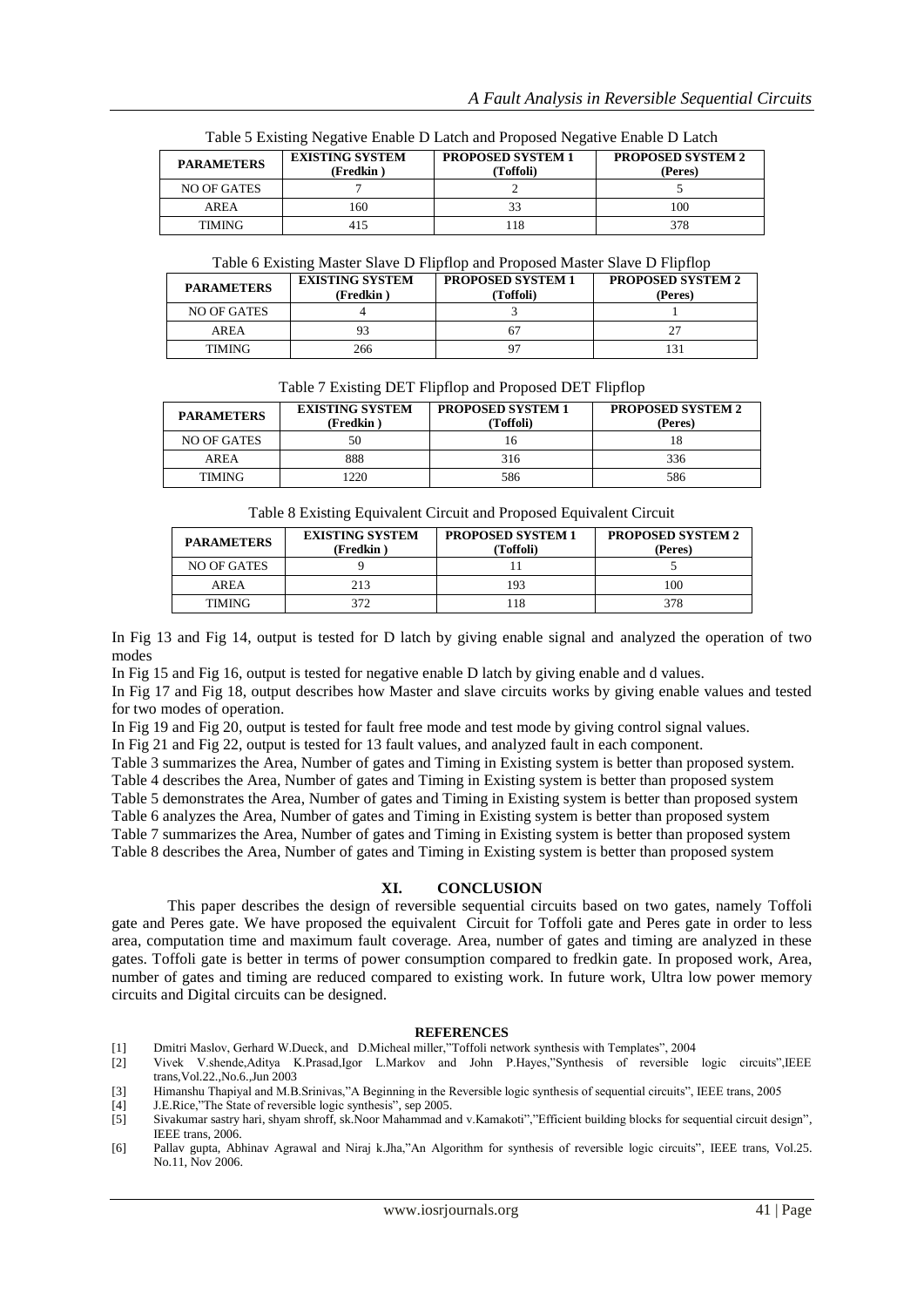Table 5 Existing Negative Enable D Latch and Proposed Negative Enable D Latch

| PARAMETERS | EXISTING SYSTEM (Fredkin ) | PROPOSED SYSTEM 1 (Toffoli) | PROPOSED SYSTEM 2 (Peres) |
|---|---|---|---|
| NO OF GATES | 7 | 2 | 5 |
| AREA | 160 | 33 | 100 |
| TIMING | 415 | 118 | 378 |

Table 6 Existing Master Slave D Flipflop and Proposed Master Slave D Flipflop

| PARAMETERS | EXISTING SYSTEM (Fredkin ) | PROPOSED SYSTEM 1 (Toffoli) | PROPOSED SYSTEM 2 (Peres) |
|---|---|---|---|
| NO OF GATES | 4 | 3 | 1 |
| AREA | 93 | 67 | 27 |
| TIMING | 266 | 97 | 131 |

Table 7 Existing DET Flipflop and Proposed DET Flipflop

| PARAMETERS | EXISTING SYSTEM (Fredkin ) | PROPOSED SYSTEM 1 (Toffoli) | PROPOSED SYSTEM 2 (Peres) |
|---|---|---|---|
| NO OF GATES | 50 | 16 | 18 |
| AREA | 888 | 316 | 336 |
| TIMING | 1220 | 586 | 586 |

Table 8 Existing Equivalent Circuit and Proposed Equivalent Circuit

| PARAMETERS | EXISTING SYSTEM (Fredkin ) | PROPOSED SYSTEM 1 (Toffoli) | PROPOSED SYSTEM 2 (Peres) |
|---|---|---|---|
| NO OF GATES | 9 | 11 | 5 |
| AREA | 213 | 193 | 100 |
| TIMING | 372 | 118 | 378 |

In Fig 13 and Fig 14, output is tested for D latch by giving enable signal and analyzed the operation of two modes

In Fig 15 and Fig 16, output is tested for negative enable D latch by giving enable and d values.

In Fig 17 and Fig 18, output describes how Master and slave circuits works by giving enable values and tested for two modes of operation.

In Fig 19 and Fig 20, output is tested for fault free mode and test mode by giving control signal values.

In Fig 21 and Fig 22, output is tested for 13 fault values, and analyzed fault in each component.

Table 3 summarizes the Area, Number of gates and Timing in Existing system is better than proposed system.

Table 4 describes the Area, Number of gates and Timing in Existing system is better than proposed system

Table 5 demonstrates the Area, Number of gates and Timing in Existing system is better than proposed system

Table 6 analyzes the Area, Number of gates and Timing in Existing system is better than proposed system

Table 7 summarizes the Area, Number of gates and Timing in Existing system is better than proposed system

Table 8 describes the Area, Number of gates and Timing in Existing system is better than proposed system

## XI. CONCLUSION

This paper describes the design of reversible sequential circuits based on two gates, namely Toffoli gate and Peres gate. We have proposed the equivalent Circuit for Toffoli gate and Peres gate in order to less area, computation time and maximum fault coverage. Area, number of gates and timing are analyzed in these gates. Toffoli gate is better in terms of power consumption compared to fredkin gate. In proposed work, Area, number of gates and timing are reduced compared to existing work. In future work, Ultra low power memory circuits and Digital circuits can be designed.

### REFERENCES

[1] Dmitri Maslov, Gerhard W.Dueck, and D.Micheal miller,"Toffoli network synthesis with Templates", 2004

[2] Vivek V.shende,Aditya K.Prasad,Igor L.Markov and John P.Hayes,"Synthesis of reversible logic circuits",IEEE trans,Vol.22.,No.6.,Jun 2003

[3] Himanshu Thapiyal and M.B.Srinivas,"A Beginning in the Reversible logic synthesis of sequential circuits", IEEE trans, 2005

[4] J.E.Rice,"The State of reversible logic synthesis", sep 2005.

[5] Sivakumar sastry hari, shyam shroff, sk.Noor Mahammad and v.Kamakoti","Efficient building blocks for sequential circuit design", IEEE trans, 2006.

[6] Pallav gupta, Abhinav Agrawal and Niraj k.Jha,"An Algorithm for synthesis of reversible logic circuits", IEEE trans, Vol.25. No.11, Nov 2006.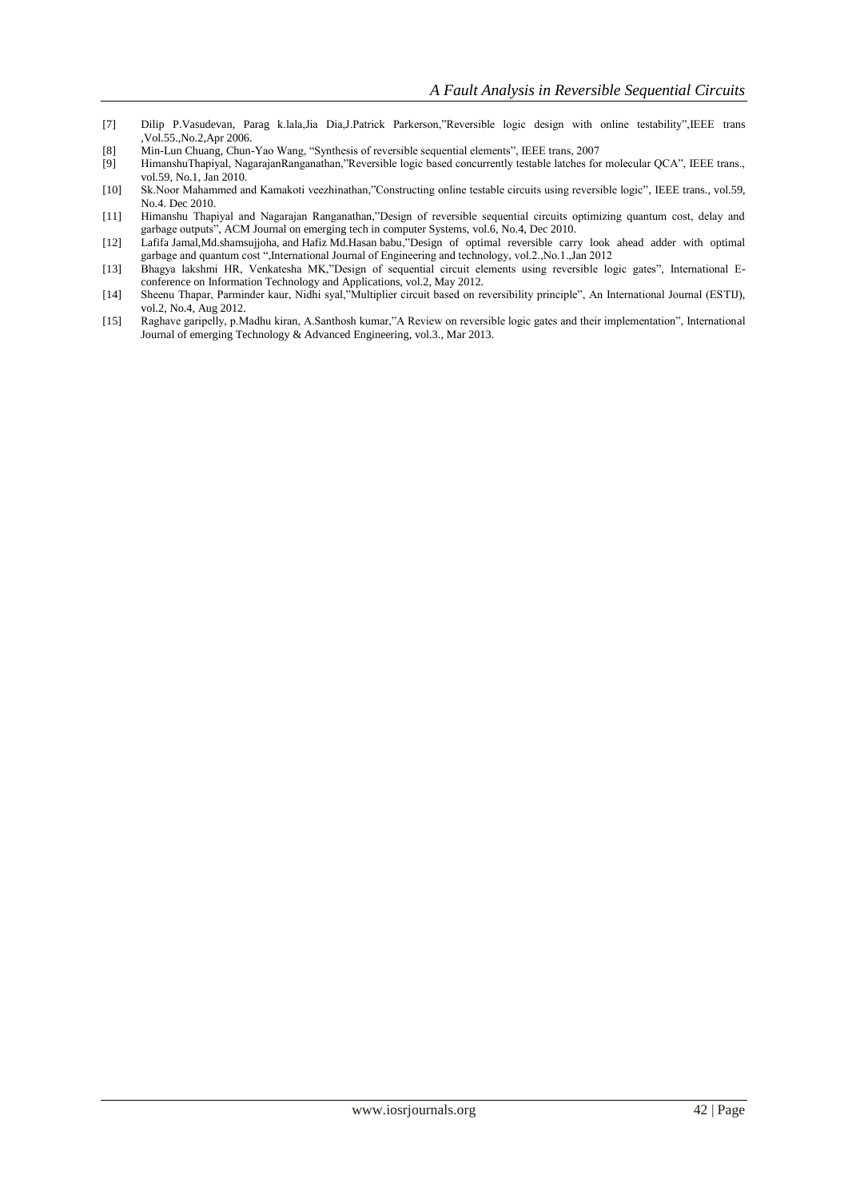[7] Dilip P.Vasudevan, Parag k.lala,Jia Dia,J.Patrick Parkerson,"Reversible logic design with online testability",IEEE trans ,Vol.55.,No.2,Apr 2006.

[8] Min-Lun Chuang, Chun-Yao Wang, "Synthesis of reversible sequential elements", IEEE trans, 2007

[9] HimanshuThapiyal, NagarajanRanganathan,"Reversible logic based concurrently testable latches for molecular QCA", IEEE trans., vol.59, No.1, Jan 2010.

[10] Sk.Noor Mahammed and Kamakoti veezhinathan,"Constructing online testable circuits using reversible logic", IEEE trans., vol.59, No.4. Dec 2010.

[11] Himanshu Thapiyal and Nagarajan Ranganathan,"Design of reversible sequential circuits optimizing quantum cost, delay and garbage outputs", ACM Journal on emerging tech in computer Systems, vol.6, No.4, Dec 2010.

[12] Lafifa Jamal,Md.shamsujjoha, and Hafiz Md.Hasan babu,"Design of optimal reversible carry look ahead adder with optimal garbage and quantum cost ",International Journal of Engineering and technology, vol.2.,No.1.,Jan 2012

[13] Bhagya lakshmi HR, Venkatesha MK,"Design of sequential circuit elements using reversible logic gates", International E-conference on Information Technology and Applications, vol.2, May 2012.

[14] Sheenu Thapar, Parminder kaur, Nidhi syal,"Multiplier circuit based on reversibility principle", An International Journal (ESTIJ), vol.2, No.4, Aug 2012.

[15] Raghave garipelly, p.Madhu kiran, A.Santhosh kumar,"A Review on reversible logic gates and their implementation", International Journal of emerging Technology & Advanced Engineering, vol.3., Mar 2013.